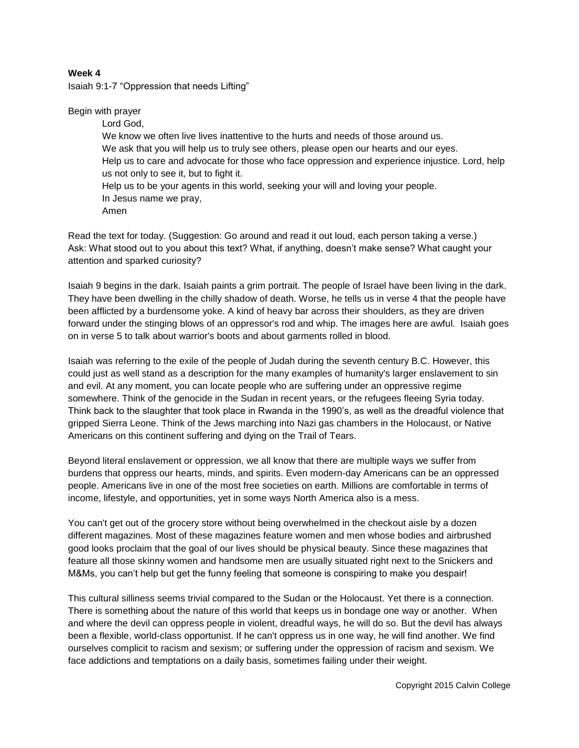**Week 4**

Isaiah 9:1-7 “Oppression that needs Lifting”

Begin with prayer

> Lord God,
> We know we often live lives inattentive to the hurts and needs of those around us.
> We ask that you will help us to truly see others, please open our hearts and our eyes.
> Help us to care and advocate for those who face oppression and experience injustice. Lord, help us not only to see it, but to fight it.
> Help us to be your agents in this world, seeking your will and loving your people.
> In Jesus name we pray,
> Amen

Read the text for today. (Suggestion: Go around and read it out loud, each person taking a verse.)
Ask: What stood out to you about this text? What, if anything, doesn’t make sense? What caught your attention and sparked curiosity?

Isaiah 9 begins in the dark. Isaiah paints a grim portrait. The people of Israel have been living in the dark. They have been dwelling in the chilly shadow of death. Worse, he tells us in verse 4 that the people have been afflicted by a burdensome yoke. A kind of heavy bar across their shoulders, as they are driven forward under the stinging blows of an oppressor's rod and whip. The images here are awful. Isaiah goes on in verse 5 to talk about warrior's boots and about garments rolled in blood.

Isaiah was referring to the exile of the people of Judah during the seventh century B.C. However, this could just as well stand as a description for the many examples of humanity's larger enslavement to sin and evil. At any moment, you can locate people who are suffering under an oppressive regime somewhere. Think of the genocide in the Sudan in recent years, or the refugees fleeing Syria today. Think back to the slaughter that took place in Rwanda in the 1990’s, as well as the dreadful violence that gripped Sierra Leone. Think of the Jews marching into Nazi gas chambers in the Holocaust, or Native Americans on this continent suffering and dying on the Trail of Tears.

Beyond literal enslavement or oppression, we all know that there are multiple ways we suffer from burdens that oppress our hearts, minds, and spirits. Even modern-day Americans can be an oppressed people. Americans live in one of the most free societies on earth. Millions are comfortable in terms of income, lifestyle, and opportunities, yet in some ways North America also is a mess.

You can't get out of the grocery store without being overwhelmed in the checkout aisle by a dozen different magazines. Most of these magazines feature women and men whose bodies and airbrushed good looks proclaim that the goal of our lives should be physical beauty. Since these magazines that feature all those skinny women and handsome men are usually situated right next to the Snickers and M&Ms, you can’t help but get the funny feeling that someone is conspiring to make you despair!

This cultural silliness seems trivial compared to the Sudan or the Holocaust. Yet there is a connection. There is something about the nature of this world that keeps us in bondage one way or another. When and where the devil can oppress people in violent, dreadful ways, he will do so. But the devil has always been a flexible, world-class opportunist. If he can't oppress us in one way, he will find another. We find ourselves complicit to racism and sexism; or suffering under the oppression of racism and sexism. We face addictions and temptations on a daily basis, sometimes failing under their weight.

Copyright 2015 Calvin College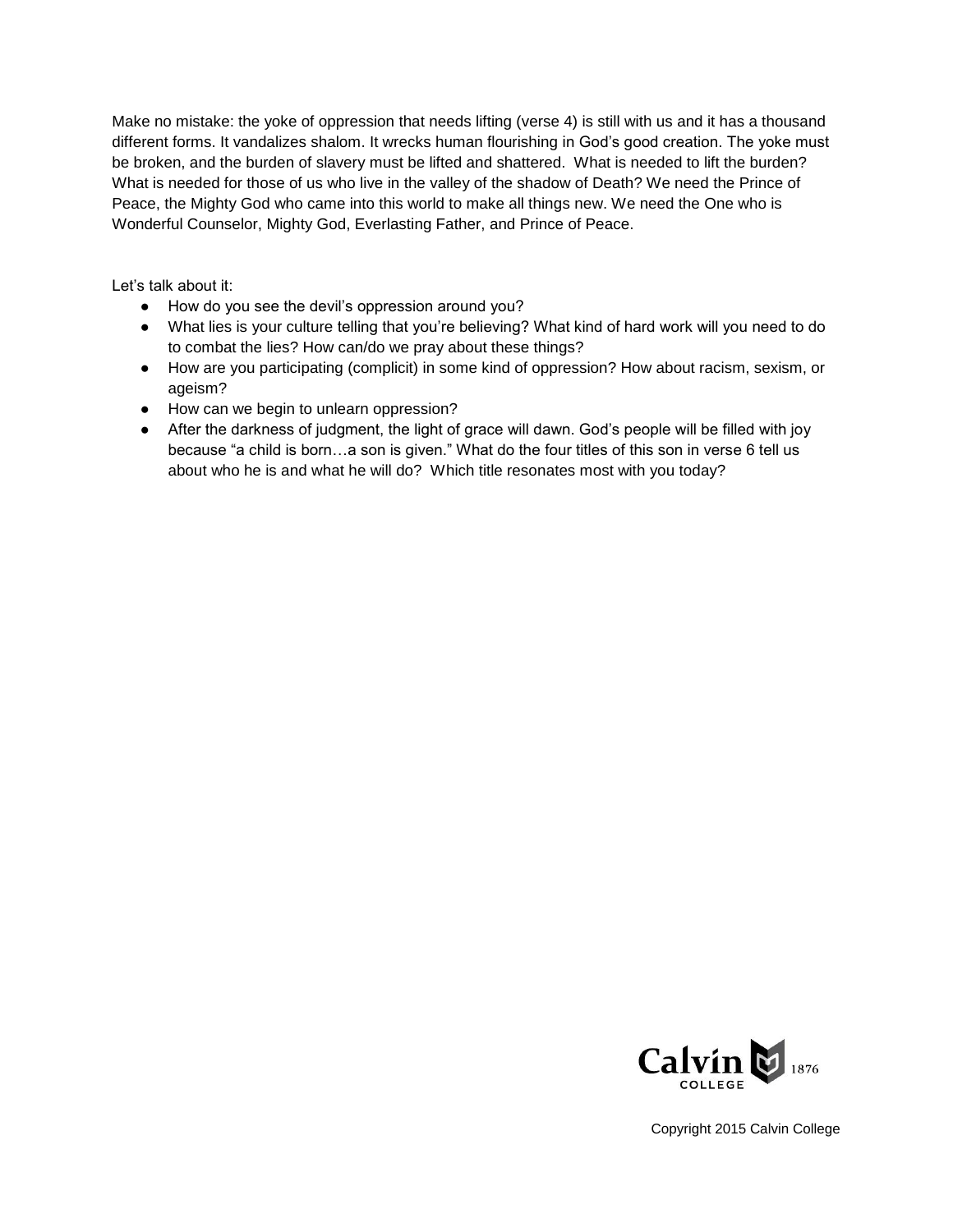Make no mistake: the yoke of oppression that needs lifting (verse 4) is still with us and it has a thousand different forms. It vandalizes shalom. It wrecks human flourishing in God's good creation. The yoke must be broken, and the burden of slavery must be lifted and shattered. What is needed to lift the burden? What is needed for those of us who live in the valley of the shadow of Death? We need the Prince of Peace, the Mighty God who came into this world to make all things new. We need the One who is Wonderful Counselor, Mighty God, Everlasting Father, and Prince of Peace.

Let's talk about it:

- How do you see the devil's oppression around you?
- What lies is your culture telling that you're believing? What kind of hard work will you need to do to combat the lies? How can/do we pray about these things?
- How are you participating (complicit) in some kind of oppression? How about racism, sexism, or ageism?
- How can we begin to unlearn oppression?
- After the darkness of judgment, the light of grace will dawn. God's people will be filled with joy because "a child is born…a son is given." What do the four titles of this son in verse 6 tell us about who he is and what he will do? Which title resonates most with you today?

Calvin COLLEGE 1876

Copyright 2015 Calvin College